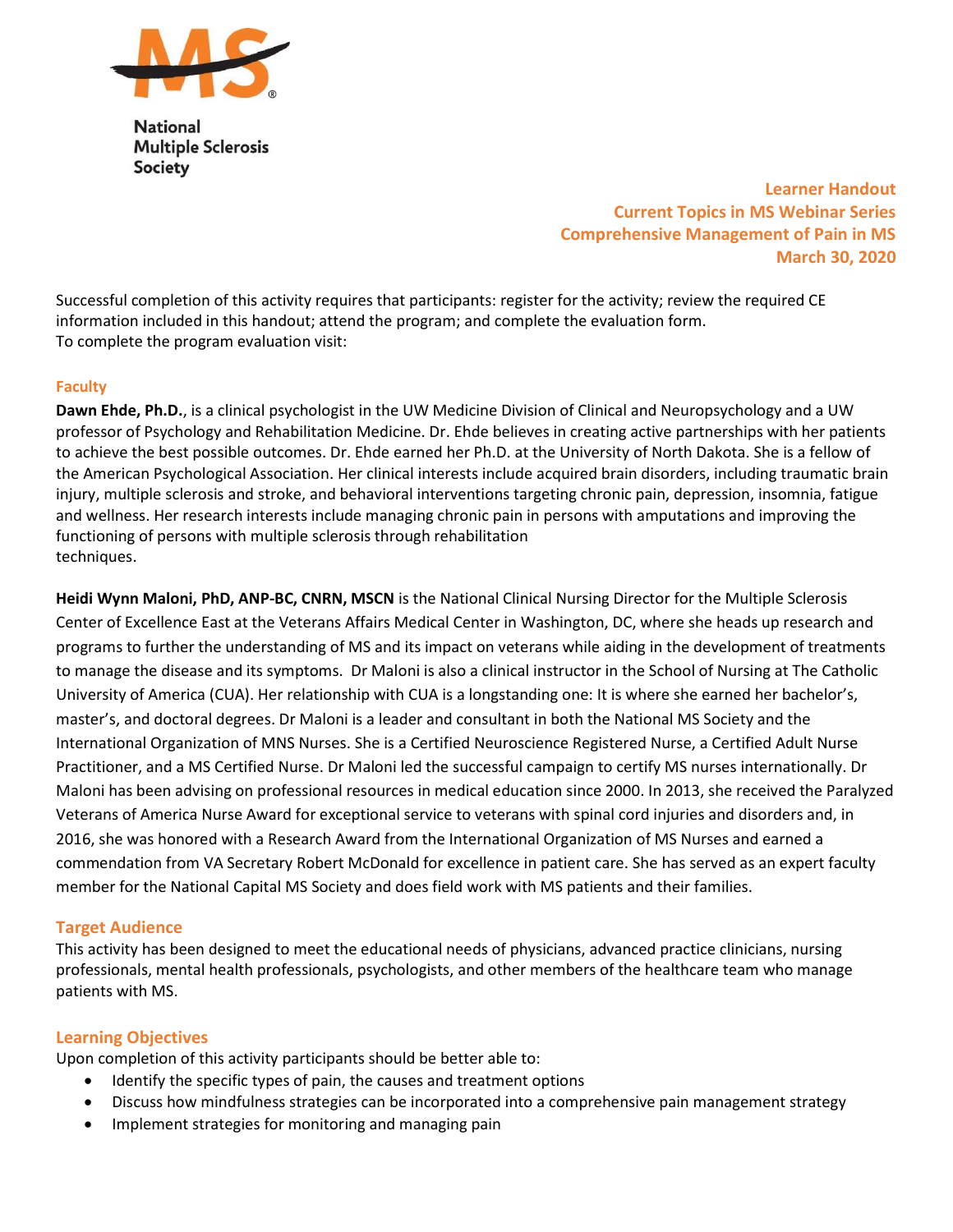National Multiple Sclerosis Society

**Learner Handout**
**Current Topics in MS Webinar Series**
**Comprehensive Management of Pain in MS**
**March 30, 2020**

Successful completion of this activity requires that participants: register for the activity; review the required CE information included in this handout; attend the program; and complete the evaluation form.
To complete the program evaluation visit:

## Faculty

**Dawn Ehde, Ph.D.**, is a clinical psychologist in the UW Medicine Division of Clinical and Neuropsychology and a UW professor of Psychology and Rehabilitation Medicine. Dr. Ehde believes in creating active partnerships with her patients to achieve the best possible outcomes. Dr. Ehde earned her Ph.D. at the University of North Dakota. She is a fellow of the American Psychological Association. Her clinical interests include acquired brain disorders, including traumatic brain injury, multiple sclerosis and stroke, and behavioral interventions targeting chronic pain, depression, insomnia, fatigue and wellness. Her research interests include managing chronic pain in persons with amputations and improving the functioning of persons with multiple sclerosis through rehabilitation techniques.

**Heidi Wynn Maloni, PhD, ANP-BC, CNRN, MSCN** is the National Clinical Nursing Director for the Multiple Sclerosis Center of Excellence East at the Veterans Affairs Medical Center in Washington, DC, where she heads up research and programs to further the understanding of MS and its impact on veterans while aiding in the development of treatments to manage the disease and its symptoms. Dr Maloni is also a clinical instructor in the School of Nursing at The Catholic University of America (CUA). Her relationship with CUA is a longstanding one: It is where she earned her bachelor's, master's, and doctoral degrees. Dr Maloni is a leader and consultant in both the National MS Society and the International Organization of MNS Nurses. She is a Certified Neuroscience Registered Nurse, a Certified Adult Nurse Practitioner, and a MS Certified Nurse. Dr Maloni led the successful campaign to certify MS nurses internationally. Dr Maloni has been advising on professional resources in medical education since 2000. In 2013, she received the Paralyzed Veterans of America Nurse Award for exceptional service to veterans with spinal cord injuries and disorders and, in 2016, she was honored with a Research Award from the International Organization of MS Nurses and earned a commendation from VA Secretary Robert McDonald for excellence in patient care. She has served as an expert faculty member for the National Capital MS Society and does field work with MS patients and their families.

## Target Audience

This activity has been designed to meet the educational needs of physicians, advanced practice clinicians, nursing professionals, mental health professionals, psychologists, and other members of the healthcare team who manage patients with MS.

## Learning Objectives

Upon completion of this activity participants should be better able to:

- Identify the specific types of pain, the causes and treatment options
- Discuss how mindfulness strategies can be incorporated into a comprehensive pain management strategy
- Implement strategies for monitoring and managing pain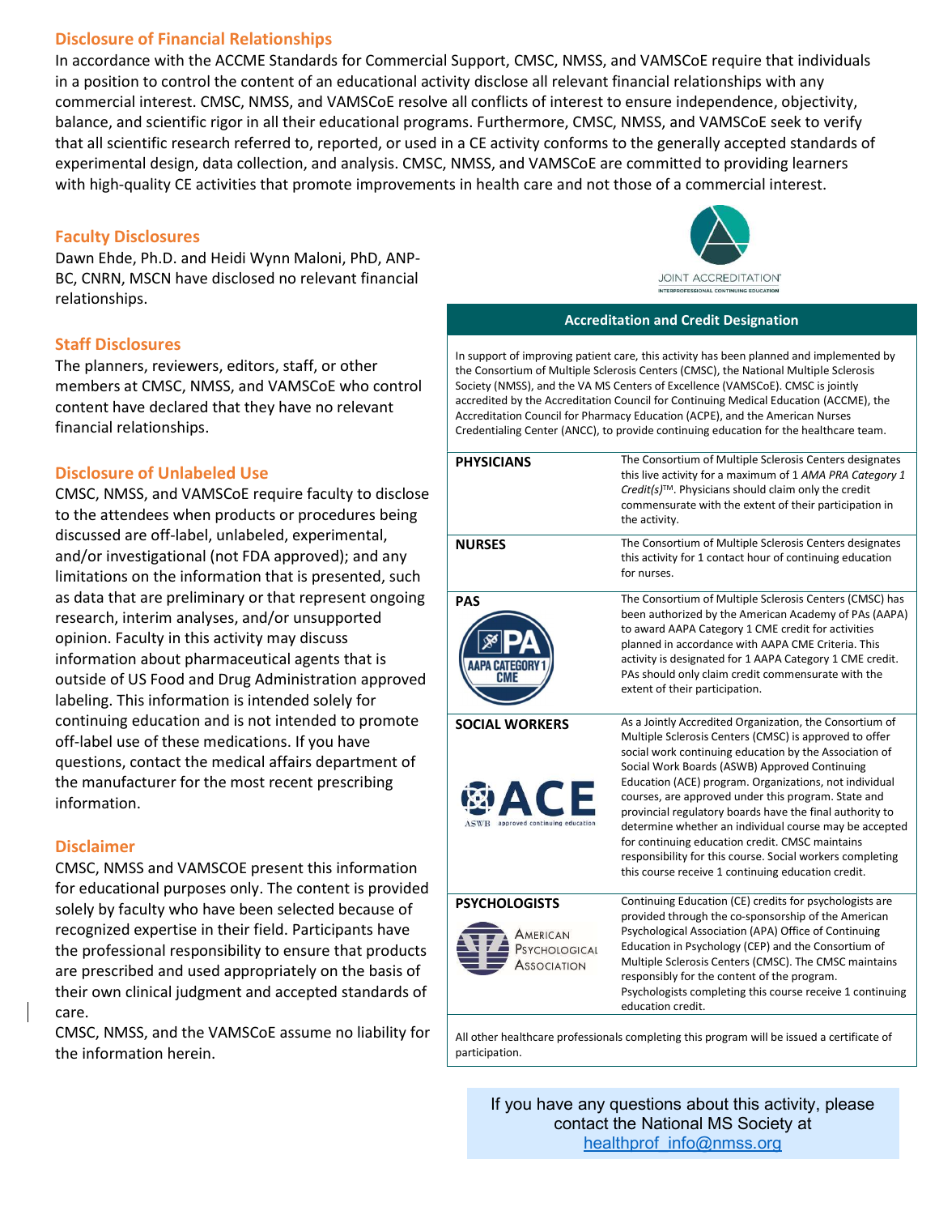## Disclosure of Financial Relationships

In accordance with the ACCME Standards for Commercial Support, CMSC, NMSS, and VAMSCoE require that individuals in a position to control the content of an educational activity disclose all relevant financial relationships with any commercial interest. CMSC, NMSS, and VAMSCoE resolve all conflicts of interest to ensure independence, objectivity, balance, and scientific rigor in all their educational programs. Furthermore, CMSC, NMSS, and VAMSCoE seek to verify that all scientific research referred to, reported, or used in a CE activity conforms to the generally accepted standards of experimental design, data collection, and analysis. CMSC, NMSS, and VAMSCoE are committed to providing learners with high-quality CE activities that promote improvements in health care and not those of a commercial interest.

## Faculty Disclosures

Dawn Ehde, Ph.D. and Heidi Wynn Maloni, PhD, ANP-BC, CNRN, MSCN have disclosed no relevant financial relationships.

## Staff Disclosures

The planners, reviewers, editors, staff, or other members at CMSC, NMSS, and VAMSCoE who control content have declared that they have no relevant financial relationships.

## Disclosure of Unlabeled Use

CMSC, NMSS, and VAMSCoE require faculty to disclose to the attendees when products or procedures being discussed are off-label, unlabeled, experimental, and/or investigational (not FDA approved); and any limitations on the information that is presented, such as data that are preliminary or that represent ongoing research, interim analyses, and/or unsupported opinion. Faculty in this activity may discuss information about pharmaceutical agents that is outside of US Food and Drug Administration approved labeling. This information is intended solely for continuing education and is not intended to promote off-label use of these medications. If you have questions, contact the medical affairs department of the manufacturer for the most recent prescribing information.

## Disclaimer

CMSC, NMSS and VAMSCOE present this information for educational purposes only. The content is provided solely by faculty who have been selected because of recognized expertise in their field. Participants have the professional responsibility to ensure that products are prescribed and used appropriately on the basis of their own clinical judgment and accepted standards of care.

CMSC, NMSS, and the VAMSCoE assume no liability for the information herein.

JOINT ACCREDITATION
INTERPROFESSIONAL CONTINUING EDUCATION

### Accreditation and Credit Designation

In support of improving patient care, this activity has been planned and implemented by the Consortium of Multiple Sclerosis Centers (CMSC), the National Multiple Sclerosis Society (NMSS), and the VA MS Centers of Excellence (VAMSCoE). CMSC is jointly accredited by the Accreditation Council for Continuing Medical Education (ACCME), the Accreditation Council for Pharmacy Education (ACPE), and the American Nurses Credentialing Center (ANCC), to provide continuing education for the healthcare team.

| | |
|---|---|
| **PHYSICIANS** | The Consortium of Multiple Sclerosis Centers designates this live activity for a maximum of 1 *AMA PRA Category 1 Credit(s)*™. Physicians should claim only the credit commensurate with the extent of their participation in the activity. |
| **NURSES** | The Consortium of Multiple Sclerosis Centers designates this activity for 1 contact hour of continuing education for nurses. |
| **PAS** (PA AAPA CATEGORY 1 CME) | The Consortium of Multiple Sclerosis Centers (CMSC) has been authorized by the American Academy of PAs (AAPA) to award AAPA Category 1 CME credit for activities planned in accordance with AAPA CME Criteria. This activity is designated for 1 AAPA Category 1 CME credit. PAs should only claim credit commensurate with the extent of their participation. |
| **SOCIAL WORKERS** (ACE ASWB approved continuing education) | As a Jointly Accredited Organization, the Consortium of Multiple Sclerosis Centers (CMSC) is approved to offer social work continuing education by the Association of Social Work Boards (ASWB) Approved Continuing Education (ACE) program. Organizations, not individual courses, are approved under this program. State and provincial regulatory boards have the final authority to determine whether an individual course may be accepted for continuing education credit. CMSC maintains responsibility for this course. Social workers completing this course receive 1 continuing education credit. |
| **PSYCHOLOGISTS** (American Psychological Association) | Continuing Education (CE) credits for psychologists are provided through the co-sponsorship of the American Psychological Association (APA) Office of Continuing Education in Psychology (CEP) and the Consortium of Multiple Sclerosis Centers (CMSC). The CMSC maintains responsibly for the content of the program. Psychologists completing this course receive 1 continuing education credit. |

All other healthcare professionals completing this program will be issued a certificate of participation.

If you have any questions about this activity, please contact the National MS Society at healthprof_info@nmss.org